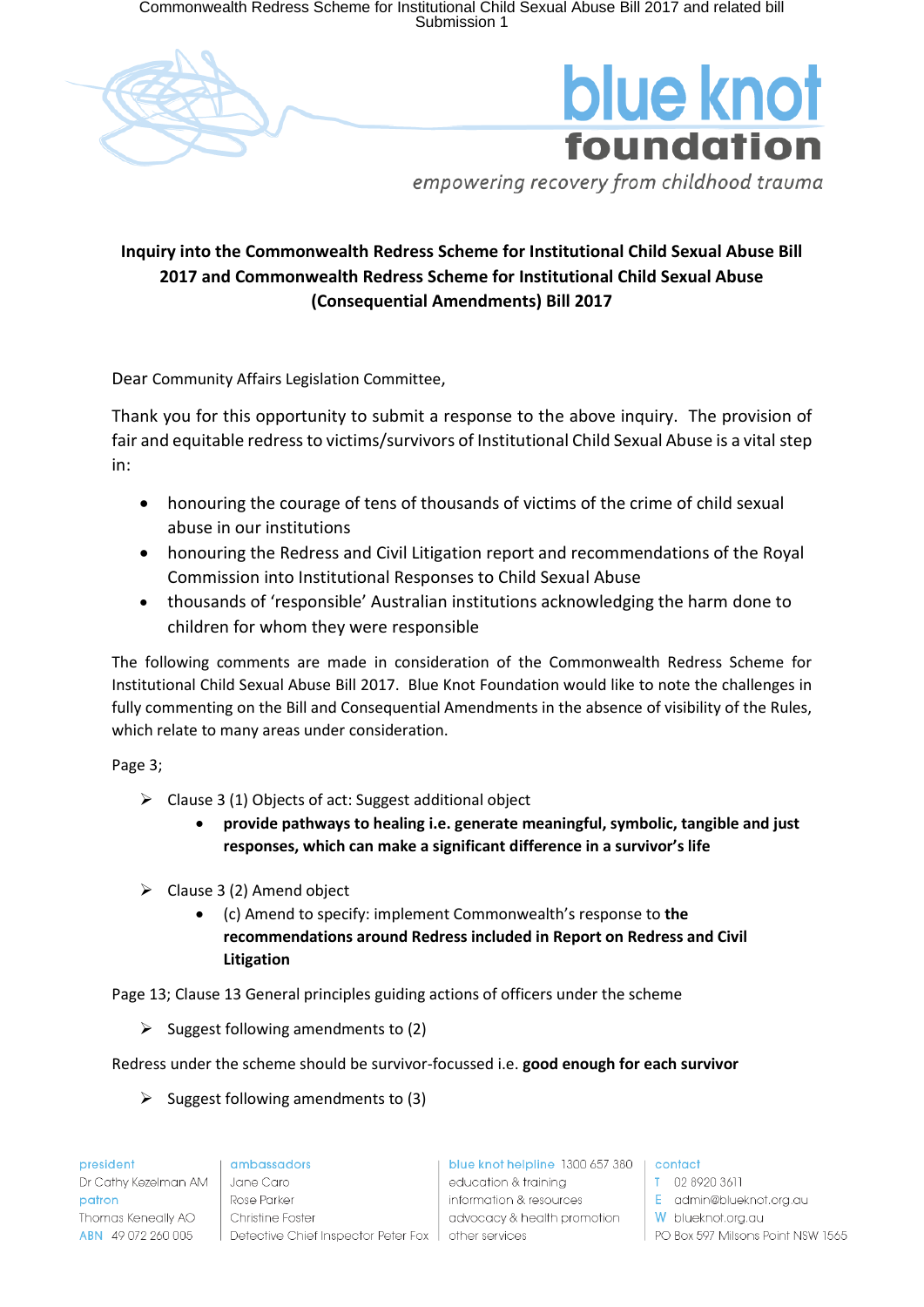# Inquiry into the Commonwealth Redress Scheme for Institutional Child Sexual Abuse Bill 2017 and Commonwealth Redress Scheme for Institutional Child Sexual Abuse (Consequential Amendments) Bill 2017

Dear Community Affairs Legislation Committee,

Thank you for this opportunity to submit a response to the above inquiry. The provision of fair and equitable redress to victims/survivors of Institutional Child Sexual Abuse is a vital step in:

- honouring the courage of tens of thousands of victims of the crime of child sexual abuse in our institutions
- honouring the Redress and Civil Litigation report and recommendations of the Royal Commission into Institutional Responses to Child Sexual Abuse
- thousands of 'responsible' Australian institutions acknowledging the harm done to children for whom they were responsible

The following comments are made in consideration of the Commonwealth Redress Scheme for Institutional Child Sexual Abuse Bill 2017. Blue Knot Foundation would like to note the challenges in fully commenting on the Bill and Consequential Amendments in the absence of visibility of the Rules, which relate to many areas under consideration.

Page 3;

- Clause 3 (1) Objects of act: Suggest additional object
  - **provide pathways to healing i.e. generate meaningful, symbolic, tangible and just responses, which can make a significant difference in a survivor's life**
- Clause 3 (2) Amend object
  - (c) Amend to specify: implement Commonwealth's response to **the recommendations around Redress included in Report on Redress and Civil Litigation**

Page 13; Clause 13 General principles guiding actions of officers under the scheme

- Suggest following amendments to (2)

Redress under the scheme should be survivor-focussed i.e. **good enough for each survivor**

- Suggest following amendments to (3)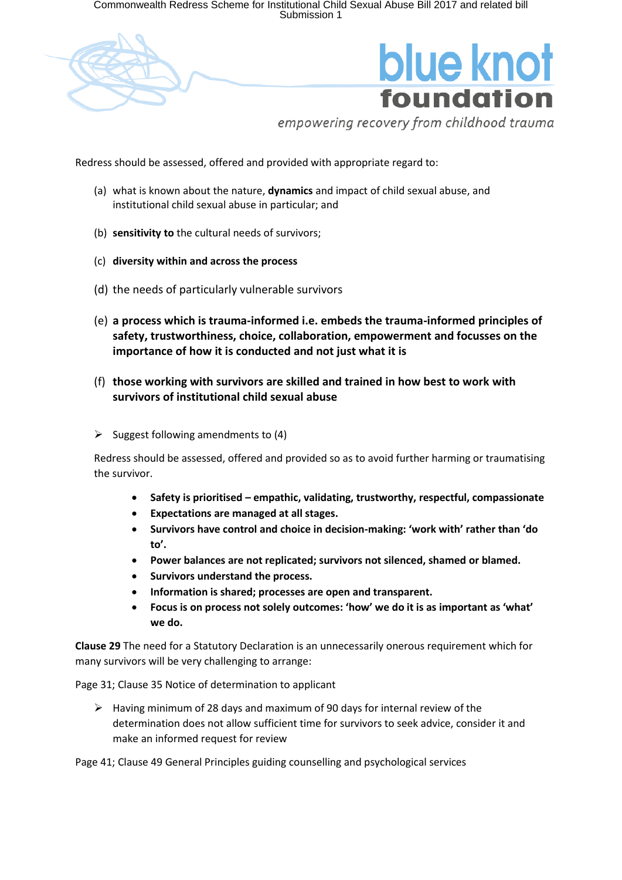Redress should be assessed, offered and provided with appropriate regard to:

(a) what is known about the nature, **dynamics** and impact of child sexual abuse, and institutional child sexual abuse in particular; and

(b) **sensitivity to** the cultural needs of survivors;

(c) **diversity within and across the process**

(d) the needs of particularly vulnerable survivors

(e) **a process which is trauma-informed i.e. embeds the trauma-informed principles of safety, trustworthiness, choice, collaboration, empowerment and focusses on the importance of how it is conducted and not just what it is**

(f) **those working with survivors are skilled and trained in how best to work with survivors of institutional child sexual abuse**

- Suggest following amendments to (4)

Redress should be assessed, offered and provided so as to avoid further harming or traumatising the survivor.

- **Safety is prioritised – empathic, validating, trustworthy, respectful, compassionate**
- **Expectations are managed at all stages.**
- **Survivors have control and choice in decision-making: 'work with' rather than 'do to'.**
- **Power balances are not replicated; survivors not silenced, shamed or blamed.**
- **Survivors understand the process.**
- **Information is shared; processes are open and transparent.**
- **Focus is on process not solely outcomes: 'how' we do it is as important as 'what' we do.**

**Clause 29** The need for a Statutory Declaration is an unnecessarily onerous requirement which for many survivors will be very challenging to arrange:

Page 31; Clause 35 Notice of determination to applicant

- Having minimum of 28 days and maximum of 90 days for internal review of the determination does not allow sufficient time for survivors to seek advice, consider it and make an informed request for review

Page 41; Clause 49 General Principles guiding counselling and psychological services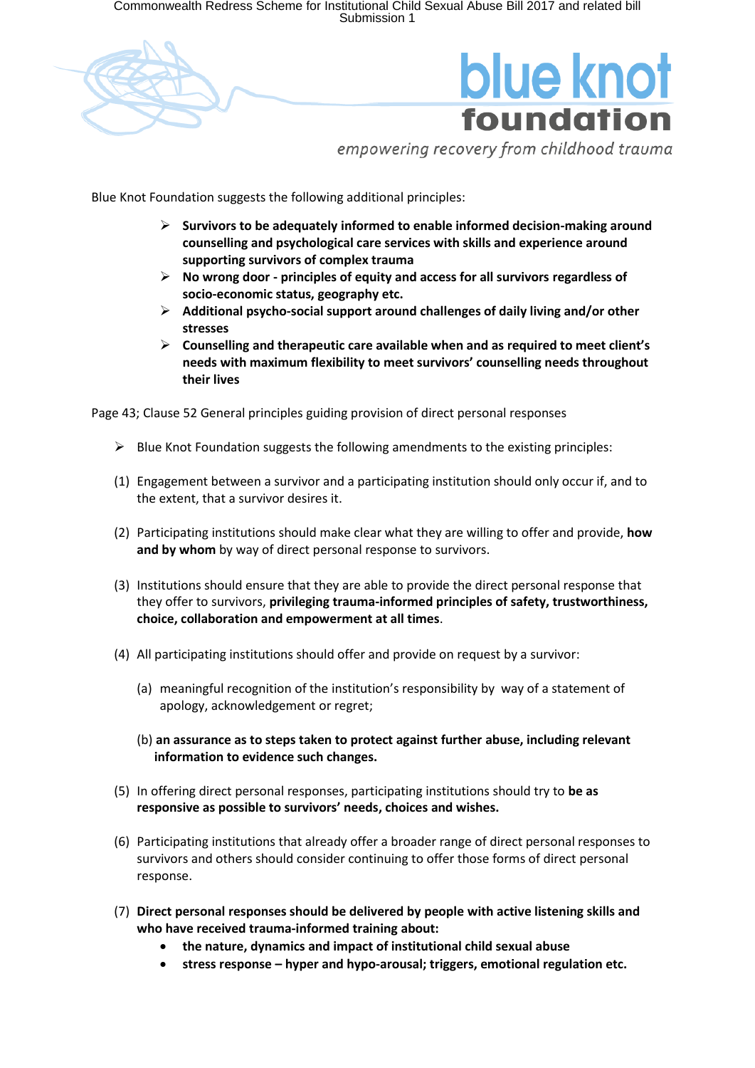Blue Knot Foundation suggests the following additional principles:

- **Survivors to be adequately informed to enable informed decision-making around counselling and psychological care services with skills and experience around supporting survivors of complex trauma**
- **No wrong door - principles of equity and access for all survivors regardless of socio-economic status, geography etc.**
- **Additional psycho-social support around challenges of daily living and/or other stresses**
- **Counselling and therapeutic care available when and as required to meet client's needs with maximum flexibility to meet survivors' counselling needs throughout their lives**

Page 43; Clause 52 General principles guiding provision of direct personal responses

- Blue Knot Foundation suggests the following amendments to the existing principles:

(1) Engagement between a survivor and a participating institution should only occur if, and to the extent, that a survivor desires it.

(2) Participating institutions should make clear what they are willing to offer and provide, **how and by whom** by way of direct personal response to survivors.

(3) Institutions should ensure that they are able to provide the direct personal response that they offer to survivors, **privileging trauma-informed principles of safety, trustworthiness, choice, collaboration and empowerment at all times**.

(4) All participating institutions should offer and provide on request by a survivor:

(a) meaningful recognition of the institution's responsibility by way of a statement of apology, acknowledgement or regret;

(b) **an assurance as to steps taken to protect against further abuse, including relevant information to evidence such changes.**

(5) In offering direct personal responses, participating institutions should try to **be as responsive as possible to survivors' needs, choices and wishes.**

(6) Participating institutions that already offer a broader range of direct personal responses to survivors and others should consider continuing to offer those forms of direct personal response.

(7) **Direct personal responses should be delivered by people with active listening skills and who have received trauma-informed training about:**

- **the nature, dynamics and impact of institutional child sexual abuse**
- **stress response – hyper and hypo-arousal; triggers, emotional regulation etc.**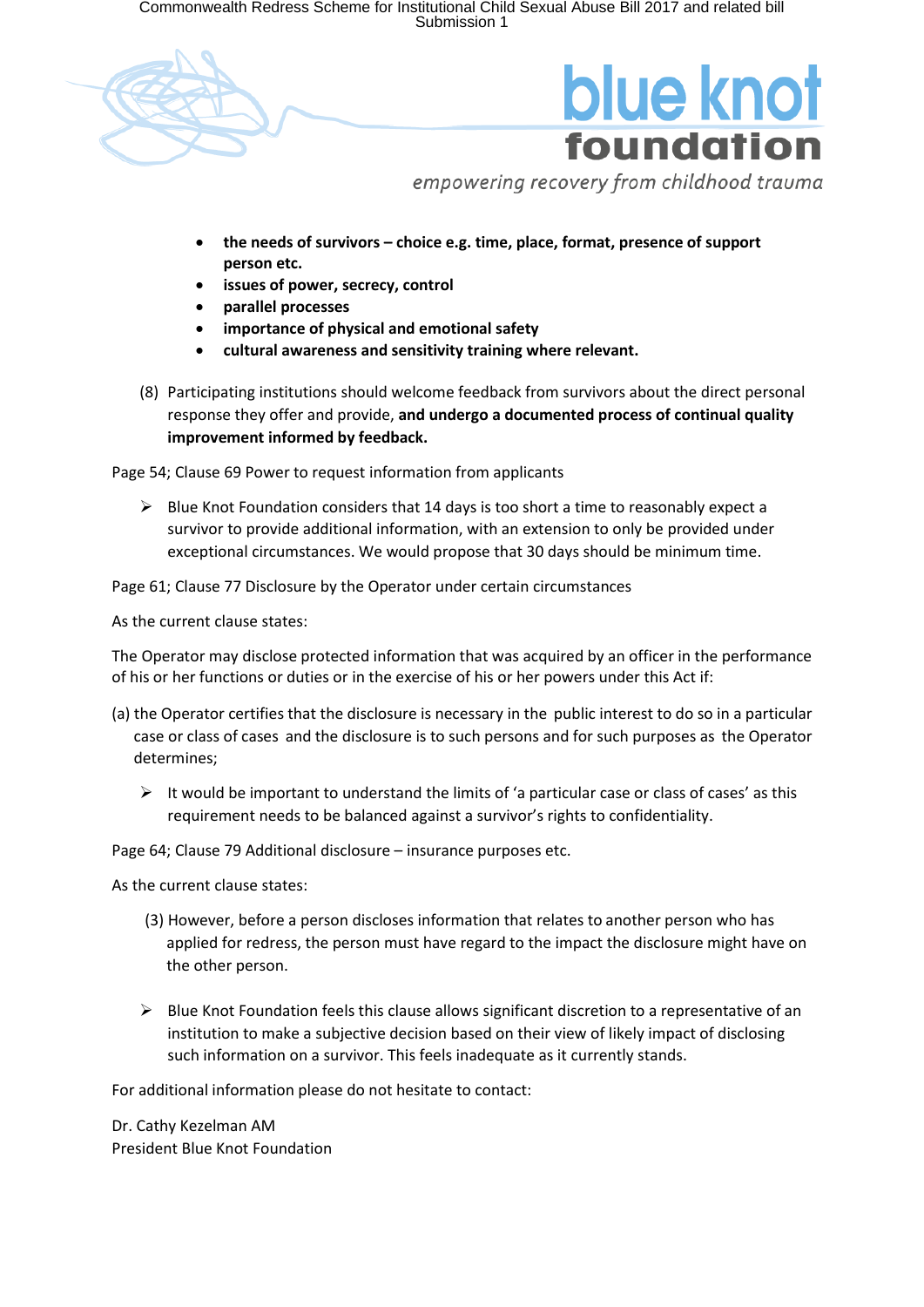- **the needs of survivors – choice e.g. time, place, format, presence of support person etc.**
- **issues of power, secrecy, control**
- **parallel processes**
- **importance of physical and emotional safety**
- **cultural awareness and sensitivity training where relevant.**

(8) Participating institutions should welcome feedback from survivors about the direct personal response they offer and provide, **and undergo a documented process of continual quality improvement informed by feedback.**

Page 54; Clause 69 Power to request information from applicants

- Blue Knot Foundation considers that 14 days is too short a time to reasonably expect a survivor to provide additional information, with an extension to only be provided under exceptional circumstances. We would propose that 30 days should be minimum time.

Page 61; Clause 77 Disclosure by the Operator under certain circumstances

As the current clause states:

The Operator may disclose protected information that was acquired by an officer in the performance of his or her functions or duties or in the exercise of his or her powers under this Act if:

(a) the Operator certifies that the disclosure is necessary in the public interest to do so in a particular case or class of cases and the disclosure is to such persons and for such purposes as the Operator determines;

- It would be important to understand the limits of 'a particular case or class of cases' as this requirement needs to be balanced against a survivor's rights to confidentiality.

Page 64; Clause 79 Additional disclosure – insurance purposes etc.

As the current clause states:

(3) However, before a person discloses information that relates to another person who has applied for redress, the person must have regard to the impact the disclosure might have on the other person.

- Blue Knot Foundation feels this clause allows significant discretion to a representative of an institution to make a subjective decision based on their view of likely impact of disclosing such information on a survivor. This feels inadequate as it currently stands.

For additional information please do not hesitate to contact:

Dr. Cathy Kezelman AM
President Blue Knot Foundation